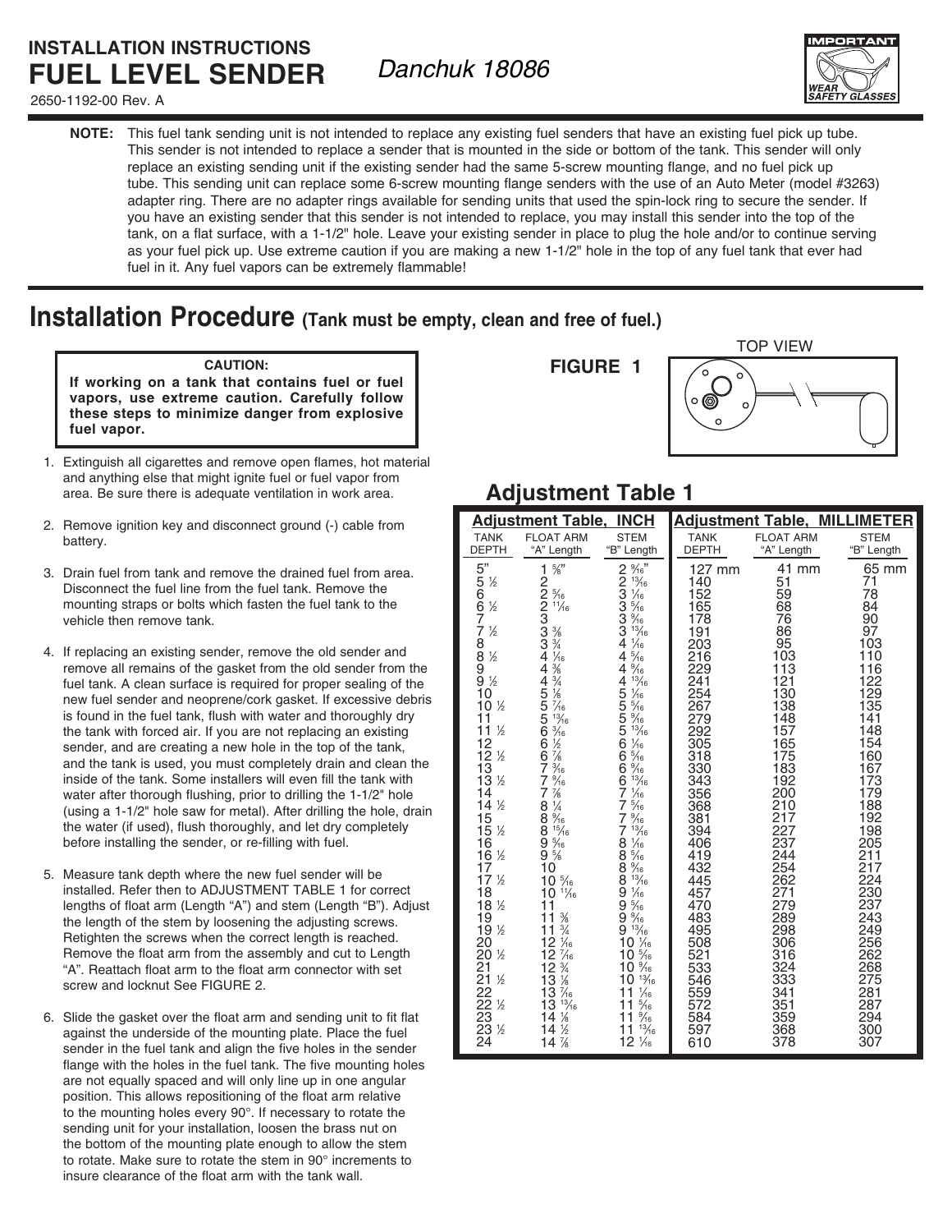# INSTALLATION INSTRUCTIONS
# FUEL LEVEL SENDER

*Danchuk 18086*

2650-1192-00 Rev. A

IMPORTANT — WEAR SAFETY GLASSES

**NOTE:** This fuel tank sending unit is not intended to replace any existing fuel senders that have an existing fuel pick up tube. This sender is not intended to replace a sender that is mounted in the side or bottom of the tank. This sender will only replace an existing sending unit if the existing sender had the same 5-screw mounting flange, and no fuel pick up tube. This sending unit can replace some 6-screw mounting flange senders with the use of an Auto Meter (model #3263) adapter ring. There are no adapter rings available for sending units that used the spin-lock ring to secure the sender. If you have an existing sender that this sender is not intended to replace, you may install this sender into the top of the tank, on a flat surface, with a 1-1/2" hole. Leave your existing sender in place to plug the hole and/or to continue serving as your fuel pick up. Use extreme caution if you are making a new 1-1/2" hole in the top of any fuel tank that ever had fuel in it. Any fuel vapors can be extremely flammable!

## Installation Procedure (Tank must be empty, clean and free of fuel.)

**CAUTION:**
**If working on a tank that contains fuel or fuel vapors, use extreme caution. Carefully follow these steps to minimize danger from explosive fuel vapor.**

1. Extinguish all cigarettes and remove open flames, hot material and anything else that might ignite fuel or fuel vapor from area. Be sure there is adequate ventilation in work area.
2. Remove ignition key and disconnect ground (-) cable from battery.
3. Drain fuel from tank and remove the drained fuel from area. Disconnect the fuel line from the fuel tank. Remove the mounting straps or bolts which fasten the fuel tank to the vehicle then remove tank.
4. If replacing an existing sender, remove the old sender and remove all remains of the gasket from the old sender from the fuel tank. A clean surface is required for proper sealing of the new fuel sender and neoprene/cork gasket. If excessive debris is found in the fuel tank, flush with water and thoroughly dry the tank with forced air. If you are not replacing an existing sender, and are creating a new hole in the top of the tank, and the tank is used, you must completely drain and clean the inside of the tank. Some installers will even fill the tank with water after thorough flushing, prior to drilling the 1-1/2" hole (using a 1-1/2" hole saw for metal). After drilling the hole, drain the water (if used), flush thoroughly, and let dry completely before installing the sender, or re-filling with fuel.
5. Measure tank depth where the new fuel sender will be installed. Refer then to ADJUSTMENT TABLE 1 for correct lengths of float arm (Length "A") and stem (Length "B"). Adjust the length of the stem by loosening the adjusting screws. Retighten the screws when the correct length is reached. Remove the float arm from the assembly and cut to Length "A". Reattach float arm to the float arm connector with set screw and locknut See FIGURE 2.
6. Slide the gasket over the float arm and sending unit to fit flat against the underside of the mounting plate. Place the fuel sender in the fuel tank and align the five holes in the sender flange with the holes in the fuel tank. The five mounting holes are not equally spaced and will only line up in one angular position. This allows repositioning of the float arm relative to the mounting holes every 90°. If necessary to rotate the sending unit for your installation, loosen the brass nut on the bottom of the mounting plate enough to allow the stem to rotate. Make sure to rotate the stem in 90° increments to insure clearance of the float arm with the tank wall.

**FIGURE 1** — TOP VIEW

## Adjustment Table 1

| Adjustment Table, INCH | | | Adjustment Table, MILLIMETER | | |
|---|---|---|---|---|---|
| TANK DEPTH | FLOAT ARM "A" Length | STEM "B" Length | TANK DEPTH | FLOAT ARM "A" Length | STEM "B" Length |
| 5" | 1 5/8" | 2 9/16" | 127 mm | 41 mm | 65 mm |
| 5 1/2 | 2 | 2 13/16 | 140 | 51 | 71 |
| 6 | 2 5/16 | 3 1/16 | 152 | 59 | 78 |
| 6 1/2 | 2 11/16 | 3 5/16 | 165 | 68 | 84 |
| 7 | 3 | 3 9/16 | 178 | 76 | 90 |
| 7 1/2 | 3 3/8 | 3 13/16 | 191 | 86 | 97 |
| 8 | 3 3/4 | 4 1/16 | 203 | 95 | 103 |
| 8 1/2 | 4 1/16 | 4 5/16 | 216 | 103 | 110 |
| 9 | 4 3/8 | 4 9/16 | 229 | 113 | 116 |
| 9 1/2 | 4 3/4 | 4 13/16 | 241 | 121 | 122 |
| 10 | 5 1/8 | 5 1/16 | 254 | 130 | 129 |
| 10 1/2 | 5 7/16 | 5 5/16 | 267 | 138 | 135 |
| 11 | 5 13/16 | 5 9/16 | 279 | 148 | 141 |
| 11 1/2 | 6 3/16 | 5 13/16 | 292 | 157 | 148 |
| 12 | 6 1/2 | 6 1/16 | 305 | 165 | 154 |
| 12 1/2 | 6 7/8 | 6 5/16 | 318 | 175 | 160 |
| 13 | 7 3/16 | 6 9/16 | 330 | 183 | 167 |
| 13 1/2 | 7 9/16 | 6 13/16 | 343 | 192 | 173 |
| 14 | 7 7/8 | 7 1/16 | 356 | 200 | 179 |
| 14 1/2 | 8 1/4 | 7 5/16 | 368 | 210 | 188 |
| 15 | 8 9/16 | 7 9/16 | 381 | 217 | 192 |
| 15 1/2 | 8 15/16 | 7 13/16 | 394 | 227 | 198 |
| 16 | 9 5/16 | 8 1/16 | 406 | 237 | 205 |
| 16 1/2 | 9 5/8 | 8 5/16 | 419 | 244 | 211 |
| 17 | 10 | 8 9/16 | 432 | 254 | 217 |
| 17 1/2 | 10 5/16 | 8 13/16 | 445 | 262 | 224 |
| 18 | 10 11/16 | 9 1/16 | 457 | 271 | 230 |
| 18 1/2 | 11 | 9 5/16 | 470 | 279 | 237 |
| 19 | 11 3/8 | 9 9/16 | 483 | 289 | 243 |
| 19 1/2 | 11 3/4 | 9 13/16 | 495 | 298 | 249 |
| 20 | 12 1/16 | 10 1/16 | 508 | 306 | 256 |
| 20 1/2 | 12 7/16 | 10 5/16 | 521 | 316 | 262 |
| 21 | 12 3/4 | 10 9/16 | 533 | 324 | 268 |
| 21 1/2 | 13 1/8 | 10 13/16 | 546 | 333 | 275 |
| 22 | 13 7/16 | 11 1/16 | 559 | 341 | 281 |
| 22 1/2 | 13 13/16 | 11 5/16 | 572 | 351 | 287 |
| 23 | 14 1/8 | 11 9/16 | 584 | 359 | 294 |
| 23 1/2 | 14 1/2 | 11 13/16 | 597 | 368 | 300 |
| 24 | 14 7/8 | 12 1/16 | 610 | 378 | 307 |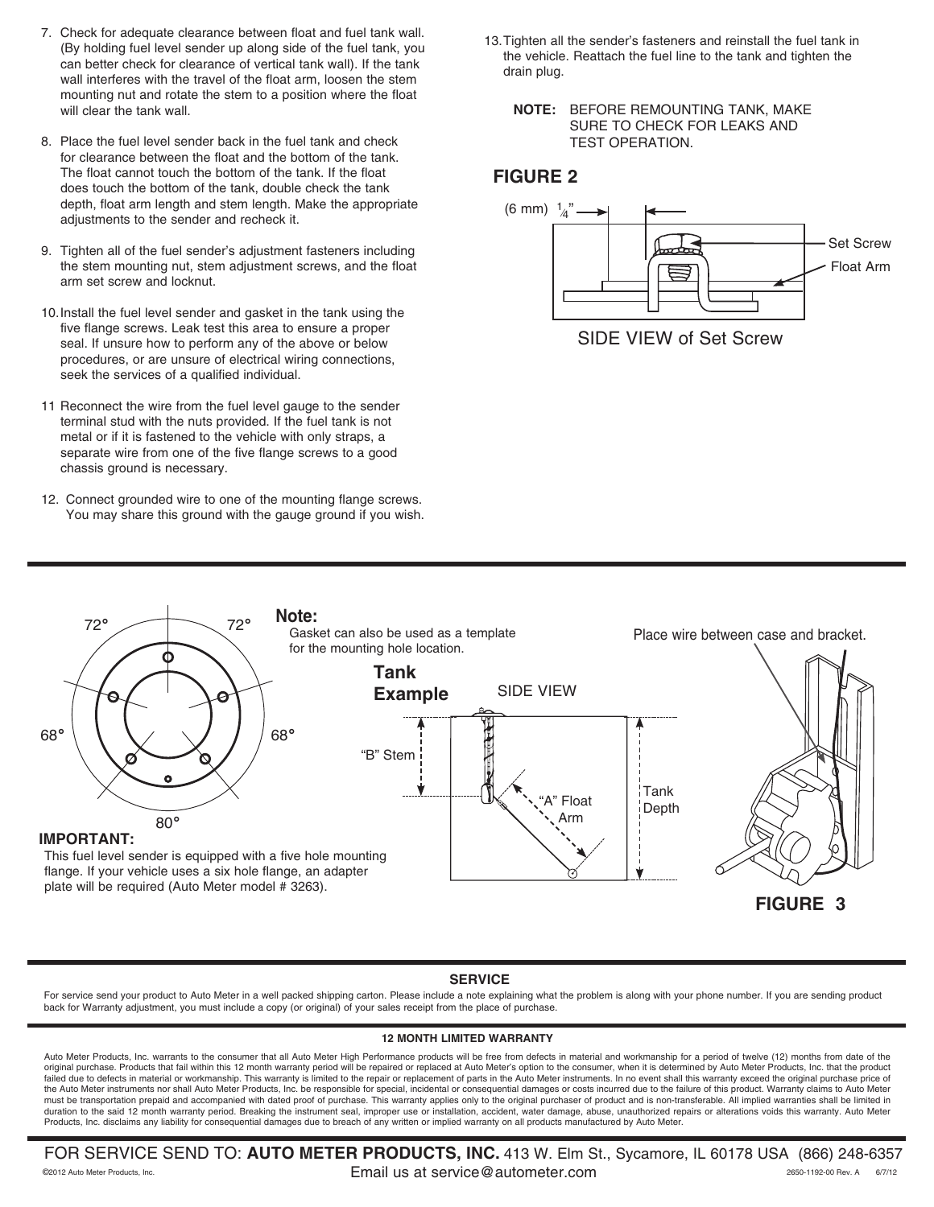7. Check for adequate clearance between float and fuel tank wall. (By holding fuel level sender up along side of the fuel tank, you can better check for clearance of vertical tank wall). If the tank wall interferes with the travel of the float arm, loosen the stem mounting nut and rotate the stem to a position where the float will clear the tank wall.

8. Place the fuel level sender back in the fuel tank and check for clearance between the float and the bottom of the tank. The float cannot touch the bottom of the tank. If the float does touch the bottom of the tank, double check the tank depth, float arm length and stem length. Make the appropriate adjustments to the sender and recheck it.

9. Tighten all of the fuel sender's adjustment fasteners including the stem mounting nut, stem adjustment screws, and the float arm set screw and locknut.

10. Install the fuel level sender and gasket in the tank using the five flange screws. Leak test this area to ensure a proper seal. If unsure how to perform any of the above or below procedures, or are unsure of electrical wiring connections, seek the services of a qualified individual.

11 Reconnect the wire from the fuel level gauge to the sender terminal stud with the nuts provided. If the fuel tank is not metal or if it is fastened to the vehicle with only straps, a separate wire from one of the five flange screws to a good chassis ground is necessary.

12. Connect grounded wire to one of the mounting flange screws. You may share this ground with the gauge ground if you wish.

13. Tighten all the sender's fasteners and reinstall the fuel tank in the vehicle. Reattach the fuel line to the tank and tighten the drain plug.

**NOTE:** BEFORE REMOUNTING TANK, MAKE SURE TO CHECK FOR LEAKS AND TEST OPERATION.

## FIGURE 2

(6 mm) 1/4"

Set Screw

Float Arm

SIDE VIEW of Set Screw

---

72° 72°

68° 68°

80°

**IMPORTANT:**
This fuel level sender is equipped with a five hole mounting flange. If your vehicle uses a six hole flange, an adapter plate will be required (Auto Meter model # 3263).

**Note:**
Gasket can also be used as a template for the mounting hole location.

**Tank Example**

SIDE VIEW

"B" Stem

"A" Float Arm

Tank Depth

Place wire between case and bracket.

**FIGURE 3**

---

### SERVICE

For service send your product to Auto Meter in a well packed shipping carton. Please include a note explaining what the problem is along with your phone number. If you are sending product back for Warranty adjustment, you must include a copy (or original) of your sales receipt from the place of purchase.

### 12 MONTH LIMITED WARRANTY

Auto Meter Products, Inc. warrants to the consumer that all Auto Meter High Performance products will be free from defects in material and workmanship for a period of twelve (12) months from date of the original purchase. Products that fail within this 12 month warranty period will be repaired or replaced at Auto Meter's option to the consumer, when it is determined by Auto Meter Products, Inc. that the product failed due to defects in material or workmanship. This warranty is limited to the repair or replacement of parts in the Auto Meter instruments. In no event shall this warranty exceed the original purchase price of the Auto Meter instruments nor shall Auto Meter Products, Inc. be responsible for special, incidental or consequential damages or costs incurred due to the failure of this product. Warranty claims to Auto Meter must be transportation prepaid and accompanied with dated proof of purchase. This warranty applies only to the original purchaser of product and is non-transferable. All implied warranties shall be limited in duration to the said 12 month warranty period. Breaking the instrument seal, improper use or installation, accident, water damage, abuse, unauthorized repairs or alterations voids this warranty. Auto Meter Products, Inc. disclaims any liability for consequential damages due to breach of any written or implied warranty on all products manufactured by Auto Meter.

FOR SERVICE SEND TO: **AUTO METER PRODUCTS, INC.** 413 W. Elm St., Sycamore, IL 60178 USA (866) 248-6357

Email us at service@autometer.com

©2012 Auto Meter Products, Inc. 2650-1192-00 Rev. A 6/7/12